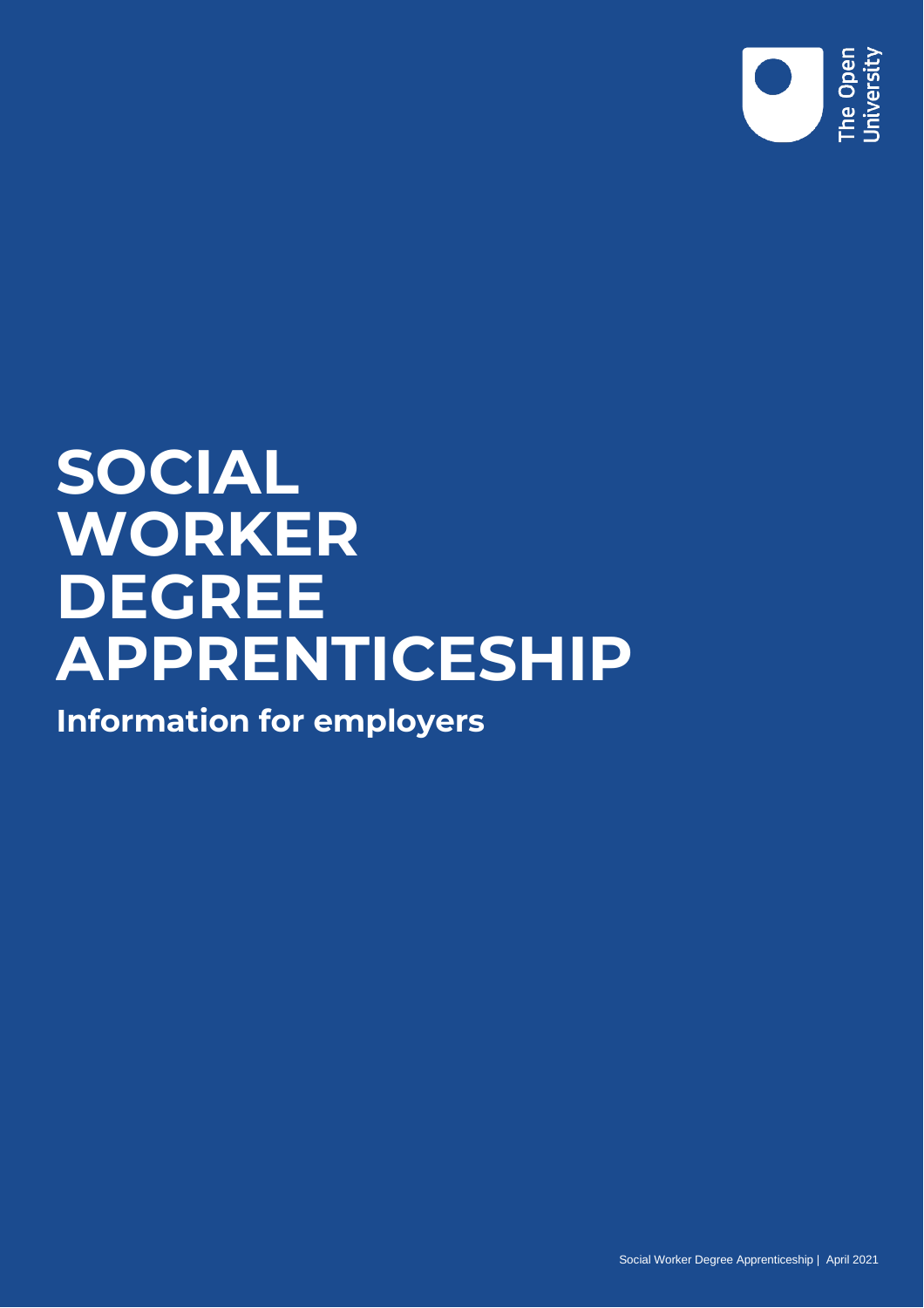# SOCIAL WORKER DEGREE APPRENTICESHIP

## Information for employers

Social Worker Degree Apprenticeship | April 2021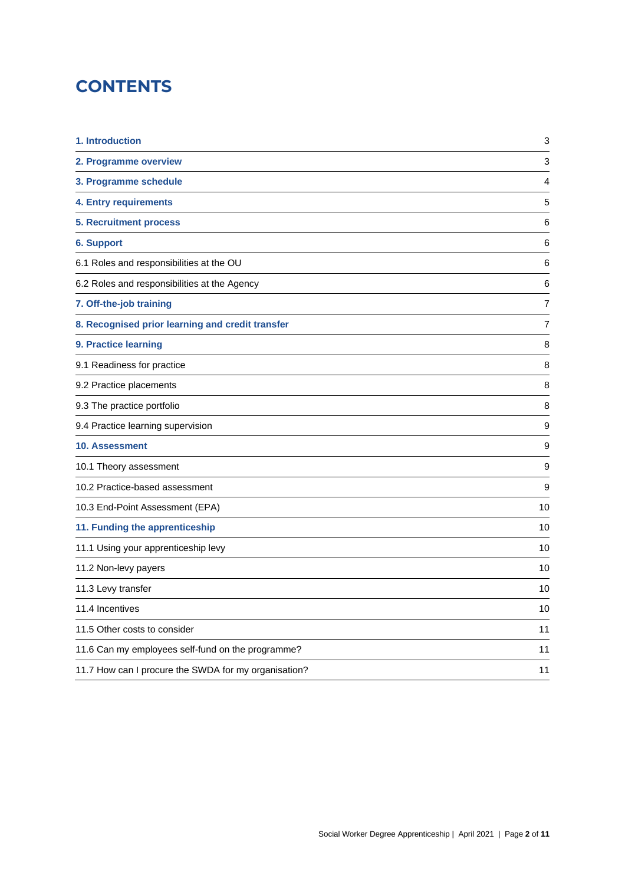# CONTENTS

| | |
|---|---|
| **1. Introduction** | 3 |
| **2. Programme overview** | 3 |
| **3. Programme schedule** | 4 |
| **4. Entry requirements** | 5 |
| **5. Recruitment process** | 6 |
| **6. Support** | 6 |
| 6.1 Roles and responsibilities at the OU | 6 |
| 6.2 Roles and responsibilities at the Agency | 6 |
| **7. Off-the-job training** | 7 |
| **8. Recognised prior learning and credit transfer** | 7 |
| **9. Practice learning** | 8 |
| 9.1 Readiness for practice | 8 |
| 9.2 Practice placements | 8 |
| 9.3 The practice portfolio | 8 |
| 9.4 Practice learning supervision | 9 |
| **10. Assessment** | 9 |
| 10.1 Theory assessment | 9 |
| 10.2 Practice-based assessment | 9 |
| 10.3 End-Point Assessment (EPA) | 10 |
| **11. Funding the apprenticeship** | 10 |
| 11.1 Using your apprenticeship levy | 10 |
| 11.2 Non-levy payers | 10 |
| 11.3 Levy transfer | 10 |
| 11.4 Incentives | 10 |
| 11.5 Other costs to consider | 11 |
| 11.6 Can my employees self-fund on the programme? | 11 |
| 11.7 How can I procure the SWDA for my organisation? | 11 |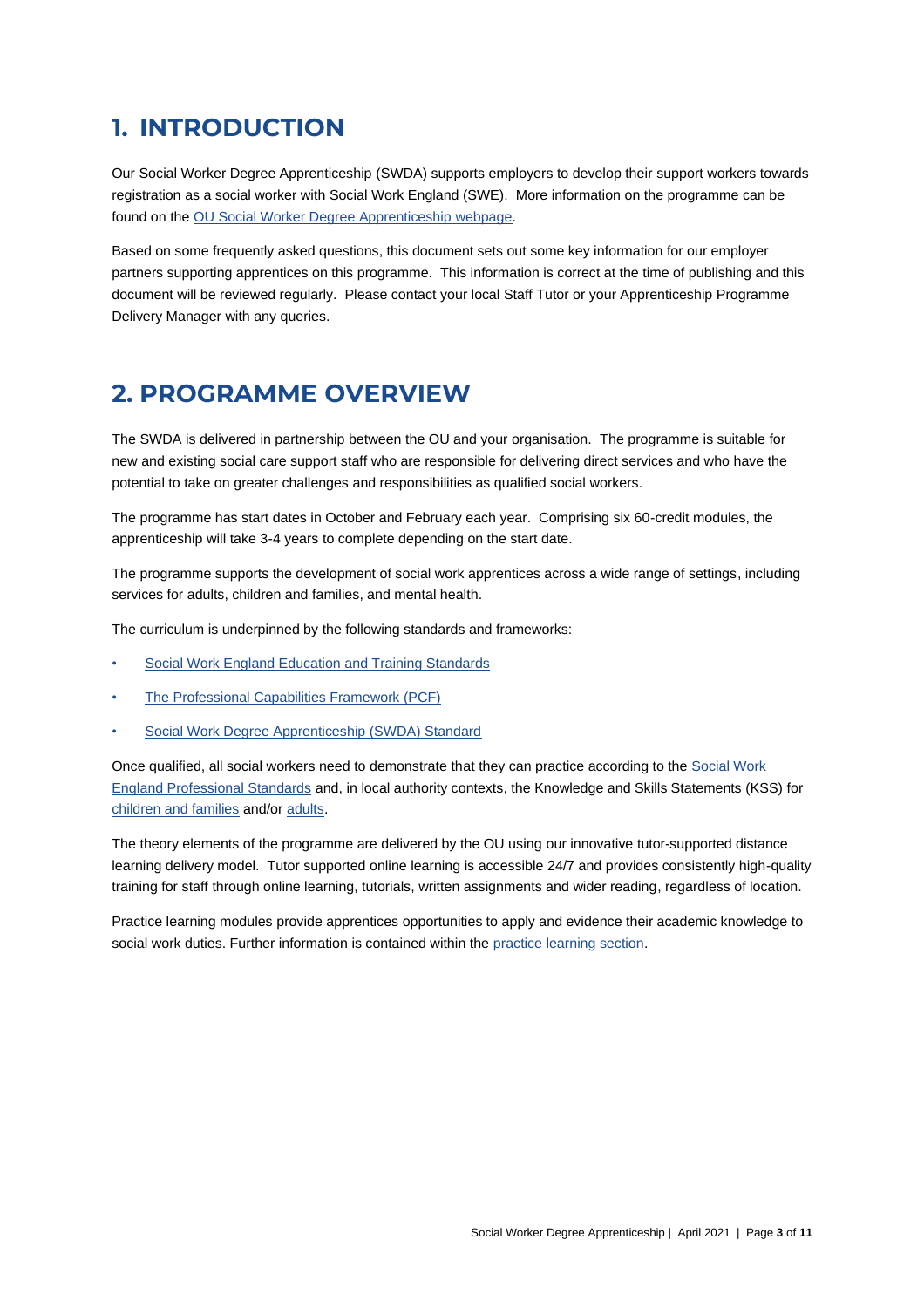## 1. INTRODUCTION

Our Social Worker Degree Apprenticeship (SWDA) supports employers to develop their support workers towards registration as a social worker with Social Work England (SWE). More information on the programme can be found on the OU Social Worker Degree Apprenticeship webpage.

Based on some frequently asked questions, this document sets out some key information for our employer partners supporting apprentices on this programme. This information is correct at the time of publishing and this document will be reviewed regularly. Please contact your local Staff Tutor or your Apprenticeship Programme Delivery Manager with any queries.

## 2. PROGRAMME OVERVIEW

The SWDA is delivered in partnership between the OU and your organisation. The programme is suitable for new and existing social care support staff who are responsible for delivering direct services and who have the potential to take on greater challenges and responsibilities as qualified social workers.

The programme has start dates in October and February each year. Comprising six 60-credit modules, the apprenticeship will take 3-4 years to complete depending on the start date.

The programme supports the development of social work apprentices across a wide range of settings, including services for adults, children and families, and mental health.

The curriculum is underpinned by the following standards and frameworks:

- Social Work England Education and Training Standards
- The Professional Capabilities Framework (PCF)
- Social Work Degree Apprenticeship (SWDA) Standard

Once qualified, all social workers need to demonstrate that they can practice according to the Social Work England Professional Standards and, in local authority contexts, the Knowledge and Skills Statements (KSS) for children and families and/or adults.

The theory elements of the programme are delivered by the OU using our innovative tutor-supported distance learning delivery model. Tutor supported online learning is accessible 24/7 and provides consistently high-quality training for staff through online learning, tutorials, written assignments and wider reading, regardless of location.

Practice learning modules provide apprentices opportunities to apply and evidence their academic knowledge to social work duties. Further information is contained within the practice learning section.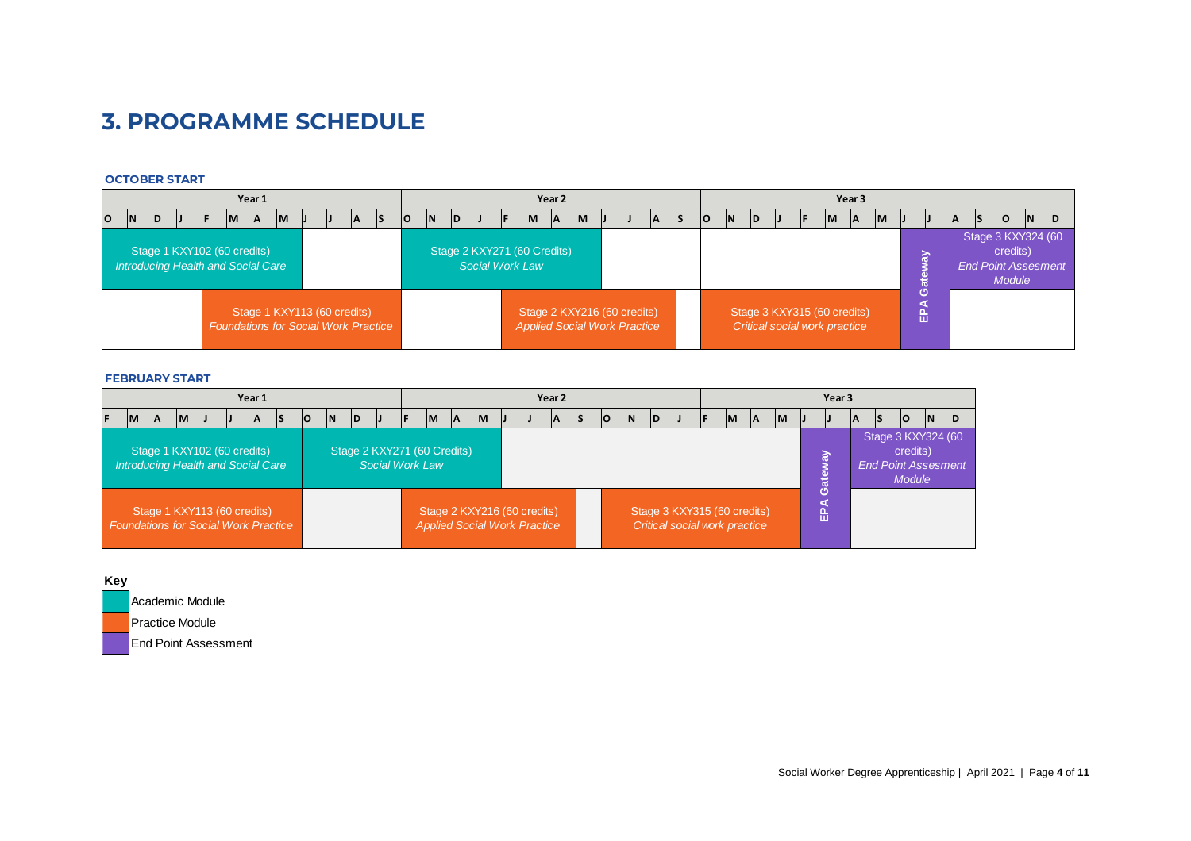# 3. PROGRAMME SCHEDULE

### OCTOBER START

| Year 1 | | | | | | | | | | | | Year 2 | | | | | | | | | | | | Year 3 | | | | | | | | | | | | | | |
|---|---|---|---|---|---|---|---|---|---|---|---|---|---|---|---|---|---|---|---|---|---|---|---|---|---|---|---|---|---|---|---|---|---|---|---|---|---|---|
| O | N | D | J | F | M | A | M | J | J | A | S | O | N | D | J | F | M | A | M | J | J | A | S | O | N | D | J | F | M | A | M | J | J | A | S | O | N | D |

- Stage 1 KXY102 (60 credits) *Introducing Health and Social Care* (Academic Module, Year 1: October – May)
- Stage 1 KXY113 (60 credits) *Foundations for Social Work Practice* (Practice Module, Year 1: February – September)
- Stage 2 KXY271 (60 Credits) *Social Work Law* (Academic Module, Year 2: October – May)
- Stage 2 KXY216 (60 credits) *Applied Social Work Practice* (Practice Module, Year 2: February – August)
- Stage 3 KXY315 (60 credits) *Critical social work practice* (Practice Module, Year 3: October – May)
- EPA Gateway (End Point Assessment, Year 3: June – July)
- Stage 3 KXY324 (60 credits) *End Point Assesment Module* (End Point Assessment, August – December)

### FEBRUARY START

| Year 1 | | | | | | | | | | | | Year 2 | | | | | | | | | | | | Year 3 | | | | | | | | | | | |
|---|---|---|---|---|---|---|---|---|---|---|---|---|---|---|---|---|---|---|---|---|---|---|---|---|---|---|---|---|---|---|---|---|---|---|---|
| F | M | A | M | J | J | A | S | O | N | D | J | F | M | A | M | J | J | A | S | O | N | D | J | F | M | A | M | J | J | A | S | O | N | D |

- Stage 1 KXY102 (60 credits) *Introducing Health and Social Care* (Academic Module, Year 1: February – September)
- Stage 1 KXY113 (60 credits) *Foundations for Social Work Practice* (Practice Module, Year 1: February – September)
- Stage 2 KXY271 (60 Credits) *Social Work Law* (Academic Module, Year 1 October – Year 2 May)
- Stage 2 KXY216 (60 credits) *Applied Social Work Practice* (Practice Module, Year 2: February – August)
- Stage 3 KXY315 (60 credits) *Critical social work practice* (Practice Module, Year 2 October – Year 3 May)
- EPA Gateway (End Point Assessment, Year 3: June – July)
- Stage 3 KXY324 (60 credits) *End Point Assesment Module* (End Point Assessment, Year 3: August – December)

**Key**

- Academic Module
- Practice Module
- End Point Assessment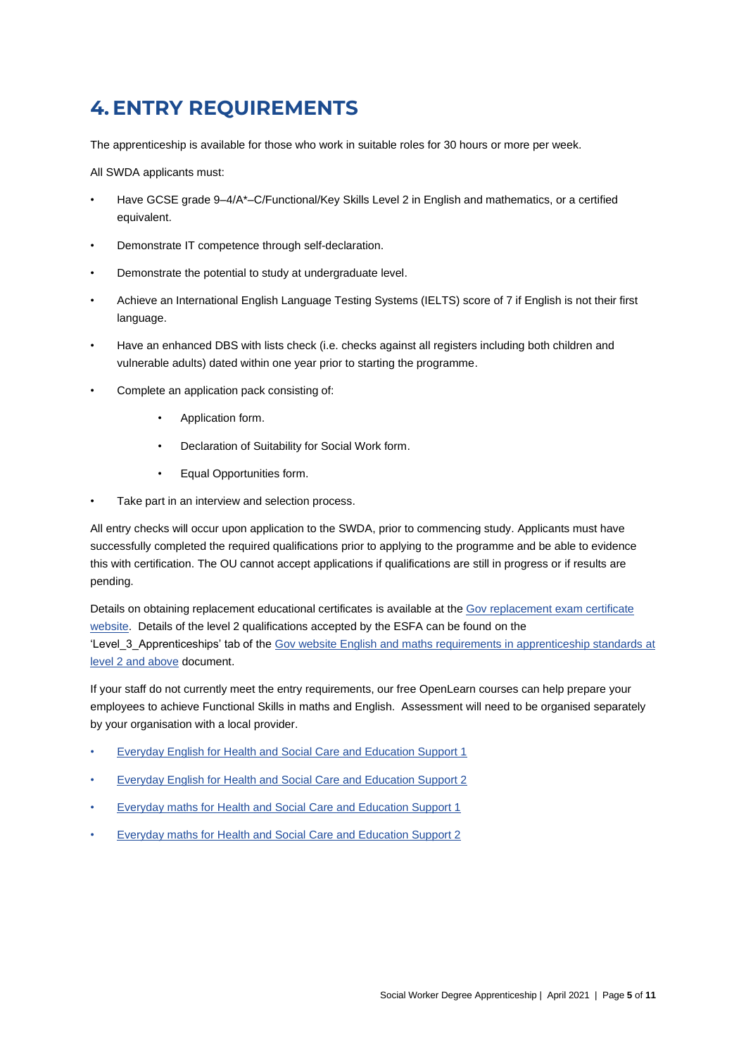# 4. ENTRY REQUIREMENTS

The apprenticeship is available for those who work in suitable roles for 30 hours or more per week.

All SWDA applicants must:

- Have GCSE grade 9–4/A*–C/Functional/Key Skills Level 2 in English and mathematics, or a certified equivalent.
- Demonstrate IT competence through self-declaration.
- Demonstrate the potential to study at undergraduate level.
- Achieve an International English Language Testing Systems (IELTS) score of 7 if English is not their first language.
- Have an enhanced DBS with lists check (i.e. checks against all registers including both children and vulnerable adults) dated within one year prior to starting the programme.
- Complete an application pack consisting of:
    - Application form.
    - Declaration of Suitability for Social Work form.
    - Equal Opportunities form.
- Take part in an interview and selection process.

All entry checks will occur upon application to the SWDA, prior to commencing study. Applicants must have successfully completed the required qualifications prior to applying to the programme and be able to evidence this with certification. The OU cannot accept applications if qualifications are still in progress or if results are pending.

Details on obtaining replacement educational certificates is available at the Gov replacement exam certificate website. Details of the level 2 qualifications accepted by the ESFA can be found on the 'Level_3_Apprenticeships' tab of the Gov website English and maths requirements in apprenticeship standards at level 2 and above document.

If your staff do not currently meet the entry requirements, our free OpenLearn courses can help prepare your employees to achieve Functional Skills in maths and English. Assessment will need to be organised separately by your organisation with a local provider.

- Everyday English for Health and Social Care and Education Support 1
- Everyday English for Health and Social Care and Education Support 2
- Everyday maths for Health and Social Care and Education Support 1
- Everyday maths for Health and Social Care and Education Support 2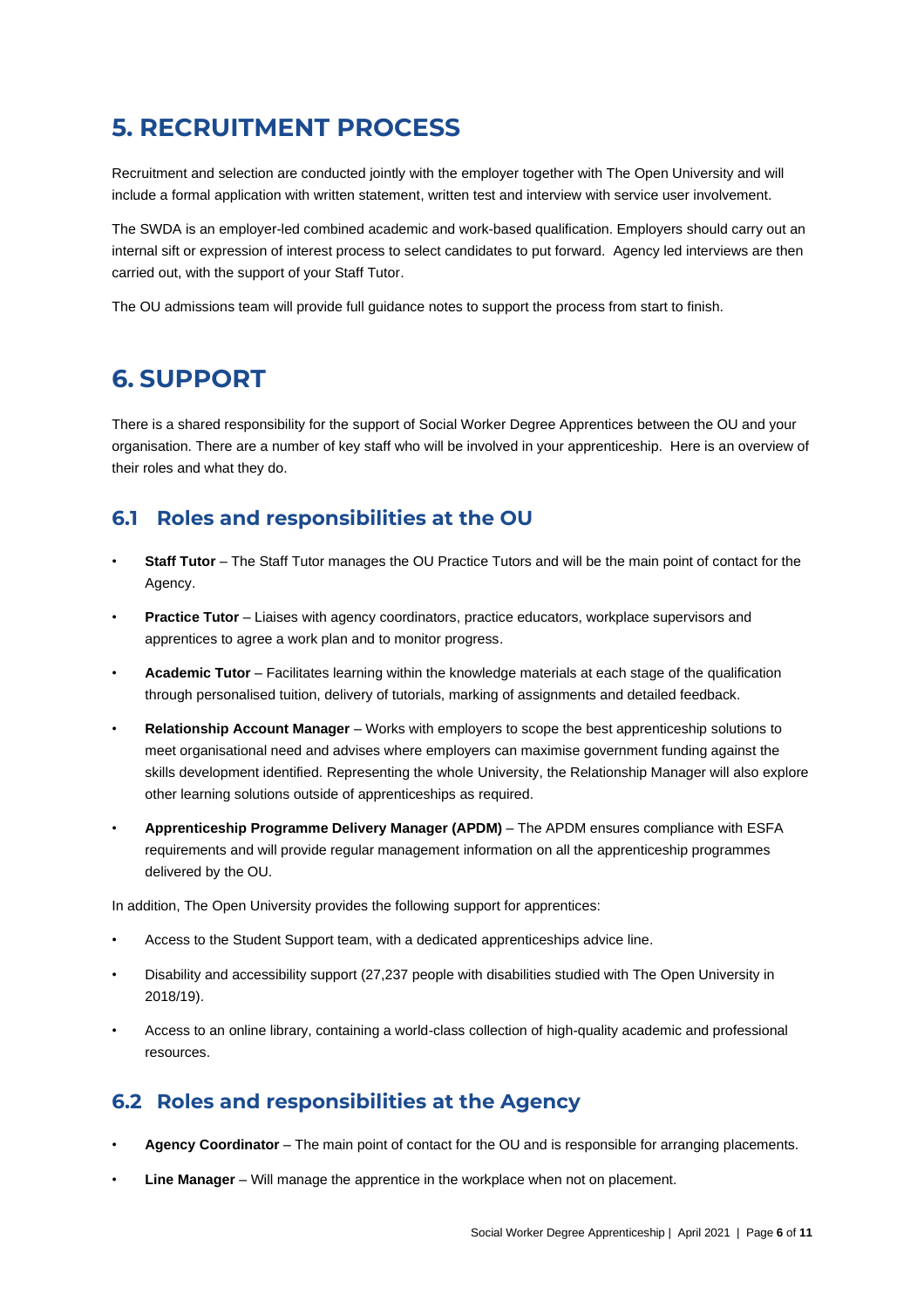# 5. RECRUITMENT PROCESS

Recruitment and selection are conducted jointly with the employer together with The Open University and will include a formal application with written statement, written test and interview with service user involvement.

The SWDA is an employer-led combined academic and work-based qualification. Employers should carry out an internal sift or expression of interest process to select candidates to put forward. Agency led interviews are then carried out, with the support of your Staff Tutor.

The OU admissions team will provide full guidance notes to support the process from start to finish.

# 6. SUPPORT

There is a shared responsibility for the support of Social Worker Degree Apprentices between the OU and your organisation. There are a number of key staff who will be involved in your apprenticeship. Here is an overview of their roles and what they do.

## 6.1 Roles and responsibilities at the OU

- **Staff Tutor** – The Staff Tutor manages the OU Practice Tutors and will be the main point of contact for the Agency.
- **Practice Tutor** – Liaises with agency coordinators, practice educators, workplace supervisors and apprentices to agree a work plan and to monitor progress.
- **Academic Tutor** – Facilitates learning within the knowledge materials at each stage of the qualification through personalised tuition, delivery of tutorials, marking of assignments and detailed feedback.
- **Relationship Account Manager** – Works with employers to scope the best apprenticeship solutions to meet organisational need and advises where employers can maximise government funding against the skills development identified. Representing the whole University, the Relationship Manager will also explore other learning solutions outside of apprenticeships as required.
- **Apprenticeship Programme Delivery Manager (APDM)** – The APDM ensures compliance with ESFA requirements and will provide regular management information on all the apprenticeship programmes delivered by the OU.

In addition, The Open University provides the following support for apprentices:

- Access to the Student Support team, with a dedicated apprenticeships advice line.
- Disability and accessibility support (27,237 people with disabilities studied with The Open University in 2018/19).
- Access to an online library, containing a world-class collection of high-quality academic and professional resources.

## 6.2 Roles and responsibilities at the Agency

- **Agency Coordinator** – The main point of contact for the OU and is responsible for arranging placements.
- **Line Manager** – Will manage the apprentice in the workplace when not on placement.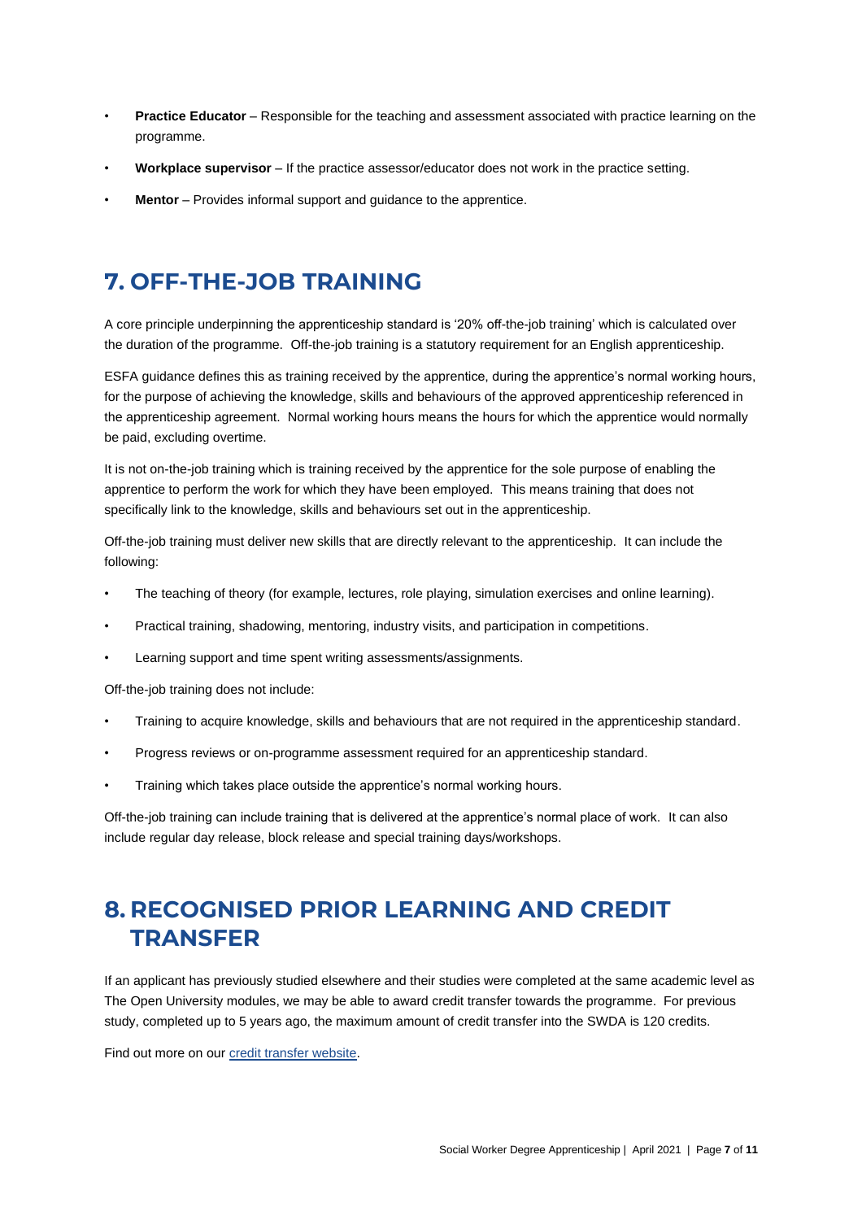- **Practice Educator** – Responsible for the teaching and assessment associated with practice learning on the programme.
- **Workplace supervisor** – If the practice assessor/educator does not work in the practice setting.
- **Mentor** – Provides informal support and guidance to the apprentice.

## 7. OFF-THE-JOB TRAINING

A core principle underpinning the apprenticeship standard is '20% off-the-job training' which is calculated over the duration of the programme. Off-the-job training is a statutory requirement for an English apprenticeship.

ESFA guidance defines this as training received by the apprentice, during the apprentice's normal working hours, for the purpose of achieving the knowledge, skills and behaviours of the approved apprenticeship referenced in the apprenticeship agreement. Normal working hours means the hours for which the apprentice would normally be paid, excluding overtime.

It is not on-the-job training which is training received by the apprentice for the sole purpose of enabling the apprentice to perform the work for which they have been employed. This means training that does not specifically link to the knowledge, skills and behaviours set out in the apprenticeship.

Off-the-job training must deliver new skills that are directly relevant to the apprenticeship. It can include the following:

- The teaching of theory (for example, lectures, role playing, simulation exercises and online learning).
- Practical training, shadowing, mentoring, industry visits, and participation in competitions.
- Learning support and time spent writing assessments/assignments.

Off-the-job training does not include:

- Training to acquire knowledge, skills and behaviours that are not required in the apprenticeship standard.
- Progress reviews or on-programme assessment required for an apprenticeship standard.
- Training which takes place outside the apprentice's normal working hours.

Off-the-job training can include training that is delivered at the apprentice's normal place of work. It can also include regular day release, block release and special training days/workshops.

## 8. RECOGNISED PRIOR LEARNING AND CREDIT TRANSFER

If an applicant has previously studied elsewhere and their studies were completed at the same academic level as The Open University modules, we may be able to award credit transfer towards the programme. For previous study, completed up to 5 years ago, the maximum amount of credit transfer into the SWDA is 120 credits.

Find out more on our credit transfer website.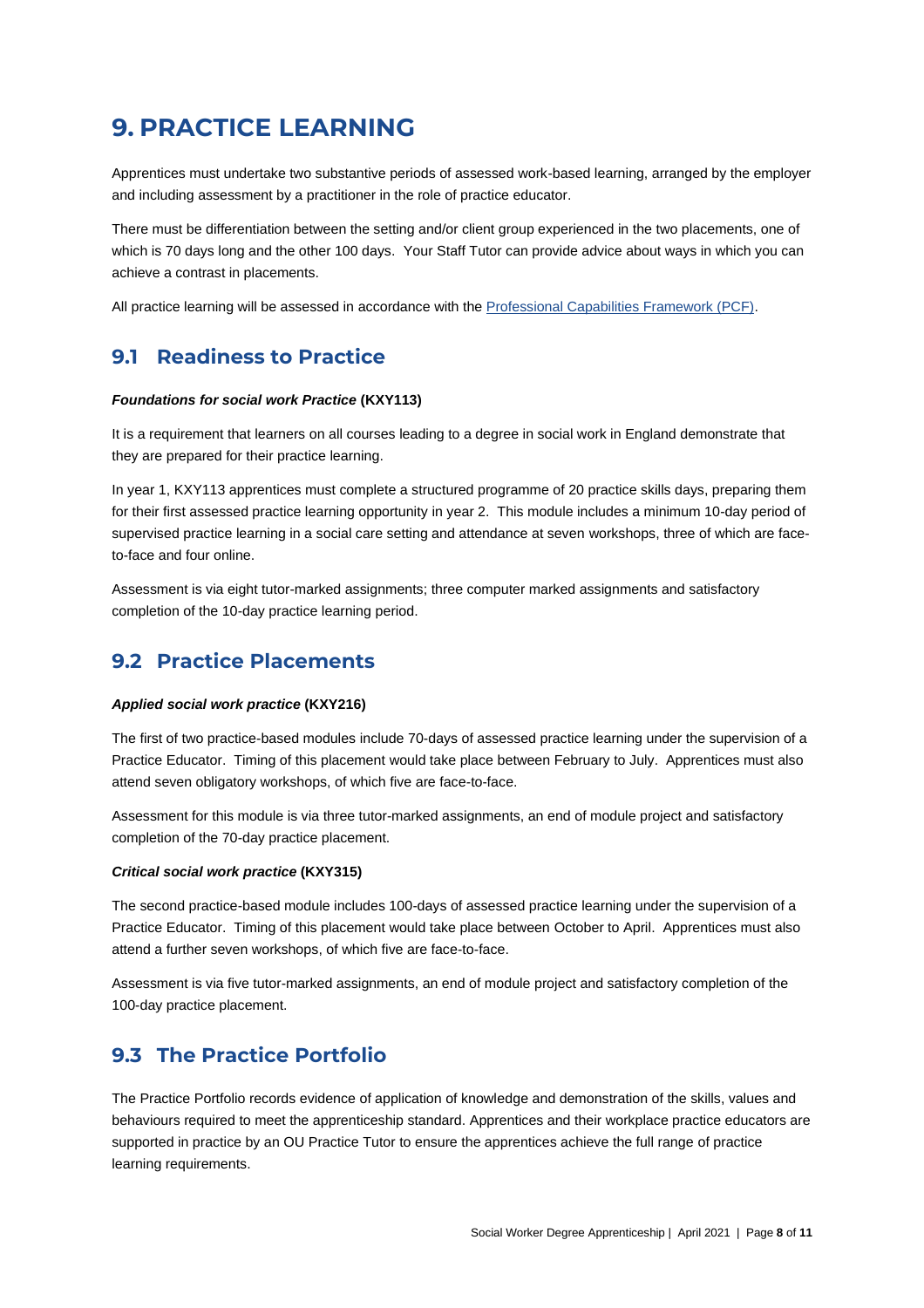# 9. PRACTICE LEARNING

Apprentices must undertake two substantive periods of assessed work-based learning, arranged by the employer and including assessment by a practitioner in the role of practice educator.

There must be differentiation between the setting and/or client group experienced in the two placements, one of which is 70 days long and the other 100 days. Your Staff Tutor can provide advice about ways in which you can achieve a contrast in placements.

All practice learning will be assessed in accordance with the [Professional Capabilities Framework (PCF)](Professional Capabilities Framework (PCF)).

## 9.1 Readiness to Practice

***Foundations for social work Practice* (KXY113)**

It is a requirement that learners on all courses leading to a degree in social work in England demonstrate that they are prepared for their practice learning.

In year 1, KXY113 apprentices must complete a structured programme of 20 practice skills days, preparing them for their first assessed practice learning opportunity in year 2. This module includes a minimum 10-day period of supervised practice learning in a social care setting and attendance at seven workshops, three of which are face-to-face and four online.

Assessment is via eight tutor-marked assignments; three computer marked assignments and satisfactory completion of the 10-day practice learning period.

## 9.2 Practice Placements

***Applied social work practice* (KXY216)**

The first of two practice-based modules include 70-days of assessed practice learning under the supervision of a Practice Educator. Timing of this placement would take place between February to July. Apprentices must also attend seven obligatory workshops, of which five are face-to-face.

Assessment for this module is via three tutor-marked assignments, an end of module project and satisfactory completion of the 70-day practice placement.

***Critical social work practice* (KXY315)**

The second practice-based module includes 100-days of assessed practice learning under the supervision of a Practice Educator. Timing of this placement would take place between October to April. Apprentices must also attend a further seven workshops, of which five are face-to-face.

Assessment is via five tutor-marked assignments, an end of module project and satisfactory completion of the 100-day practice placement.

## 9.3 The Practice Portfolio

The Practice Portfolio records evidence of application of knowledge and demonstration of the skills, values and behaviours required to meet the apprenticeship standard. Apprentices and their workplace practice educators are supported in practice by an OU Practice Tutor to ensure the apprentices achieve the full range of practice learning requirements.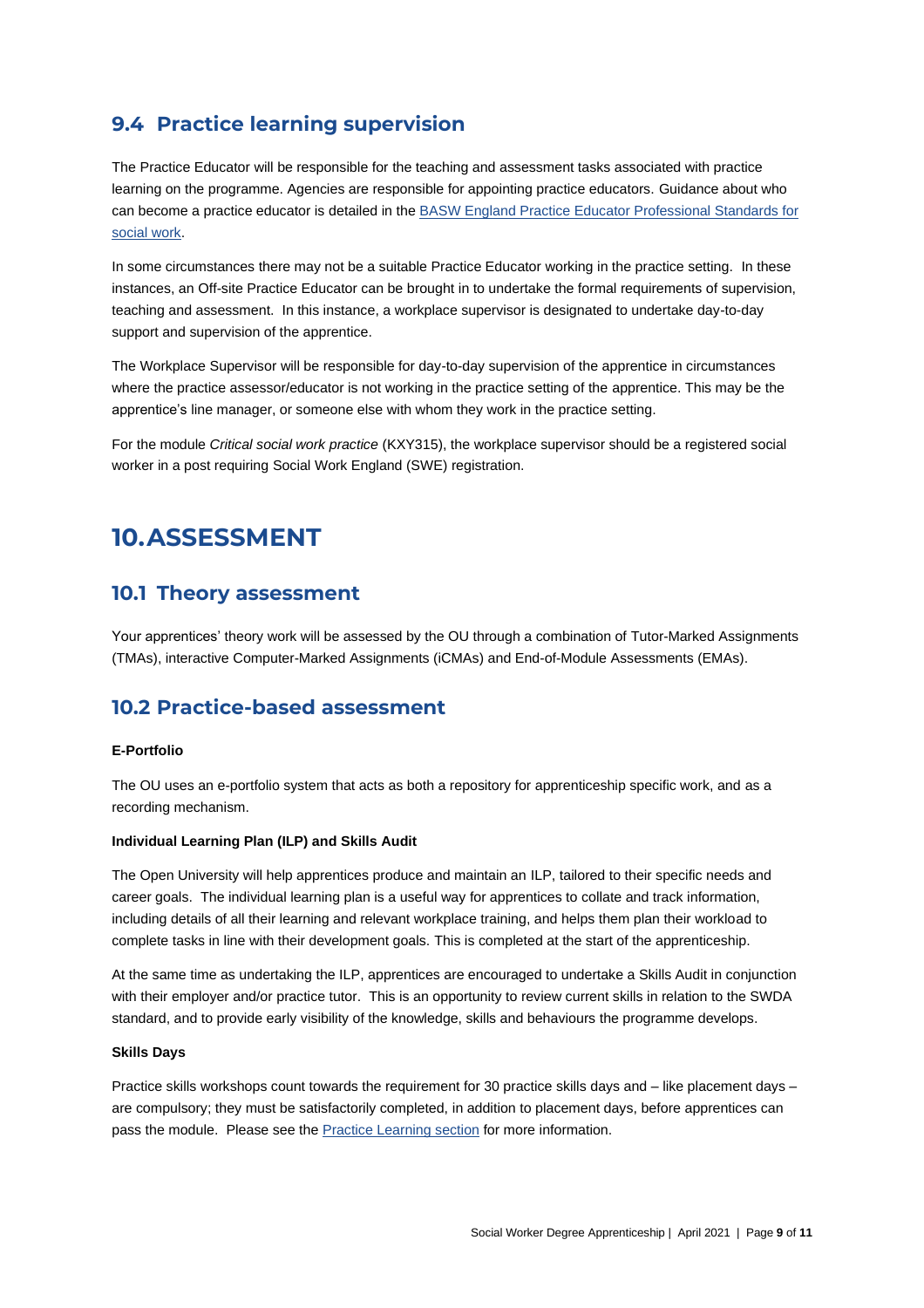## 9.4 Practice learning supervision

The Practice Educator will be responsible for the teaching and assessment tasks associated with practice learning on the programme. Agencies are responsible for appointing practice educators. Guidance about who can become a practice educator is detailed in the [BASW England Practice Educator Professional Standards for social work](#).

In some circumstances there may not be a suitable Practice Educator working in the practice setting. In these instances, an Off-site Practice Educator can be brought in to undertake the formal requirements of supervision, teaching and assessment. In this instance, a workplace supervisor is designated to undertake day-to-day support and supervision of the apprentice.

The Workplace Supervisor will be responsible for day-to-day supervision of the apprentice in circumstances where the practice assessor/educator is not working in the practice setting of the apprentice. This may be the apprentice's line manager, or someone else with whom they work in the practice setting.

For the module *Critical social work practice* (KXY315), the workplace supervisor should be a registered social worker in a post requiring Social Work England (SWE) registration.

# 10. ASSESSMENT

## 10.1 Theory assessment

Your apprentices' theory work will be assessed by the OU through a combination of Tutor-Marked Assignments (TMAs), interactive Computer-Marked Assignments (iCMAs) and End-of-Module Assessments (EMAs).

## 10.2 Practice-based assessment

**E-Portfolio**

The OU uses an e-portfolio system that acts as both a repository for apprenticeship specific work, and as a recording mechanism.

**Individual Learning Plan (ILP) and Skills Audit**

The Open University will help apprentices produce and maintain an ILP, tailored to their specific needs and career goals. The individual learning plan is a useful way for apprentices to collate and track information, including details of all their learning and relevant workplace training, and helps them plan their workload to complete tasks in line with their development goals. This is completed at the start of the apprenticeship.

At the same time as undertaking the ILP, apprentices are encouraged to undertake a Skills Audit in conjunction with their employer and/or practice tutor. This is an opportunity to review current skills in relation to the SWDA standard, and to provide early visibility of the knowledge, skills and behaviours the programme develops.

**Skills Days**

Practice skills workshops count towards the requirement for 30 practice skills days and – like placement days – are compulsory; they must be satisfactorily completed, in addition to placement days, before apprentices can pass the module. Please see the [Practice Learning section](#) for more information.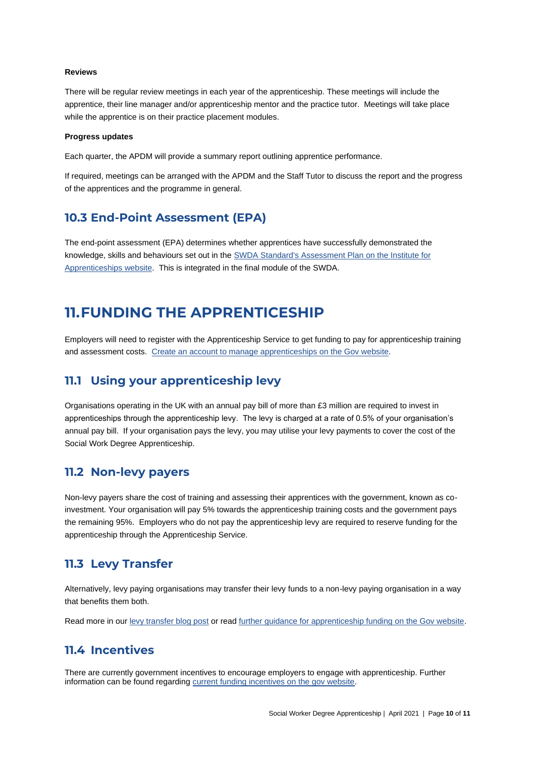**Reviews**

There will be regular review meetings in each year of the apprenticeship. These meetings will include the apprentice, their line manager and/or apprenticeship mentor and the practice tutor. Meetings will take place while the apprentice is on their practice placement modules.

**Progress updates**

Each quarter, the APDM will provide a summary report outlining apprentice performance.

If required, meetings can be arranged with the APDM and the Staff Tutor to discuss the report and the progress of the apprentices and the programme in general.

## 10.3 End-Point Assessment (EPA)

The end-point assessment (EPA) determines whether apprentices have successfully demonstrated the knowledge, skills and behaviours set out in the SWDA Standard's Assessment Plan on the Institute for Apprenticeships website. This is integrated in the final module of the SWDA.

# 11. FUNDING THE APPRENTICESHIP

Employers will need to register with the Apprenticeship Service to get funding to pay for apprenticeship training and assessment costs. Create an account to manage apprenticeships on the Gov website.

## 11.1 Using your apprenticeship levy

Organisations operating in the UK with an annual pay bill of more than £3 million are required to invest in apprenticeships through the apprenticeship levy. The levy is charged at a rate of 0.5% of your organisation's annual pay bill. If your organisation pays the levy, you may utilise your levy payments to cover the cost of the Social Work Degree Apprenticeship.

## 11.2 Non-levy payers

Non-levy payers share the cost of training and assessing their apprentices with the government, known as co-investment. Your organisation will pay 5% towards the apprenticeship training costs and the government pays the remaining 95%. Employers who do not pay the apprenticeship levy are required to reserve funding for the apprenticeship through the Apprenticeship Service.

## 11.3 Levy Transfer

Alternatively, levy paying organisations may transfer their levy funds to a non-levy paying organisation in a way that benefits them both.

Read more in our levy transfer blog post or read further guidance for apprenticeship funding on the Gov website.

## 11.4 Incentives

There are currently government incentives to encourage employers to engage with apprenticeship. Further information can be found regarding current funding incentives on the gov website.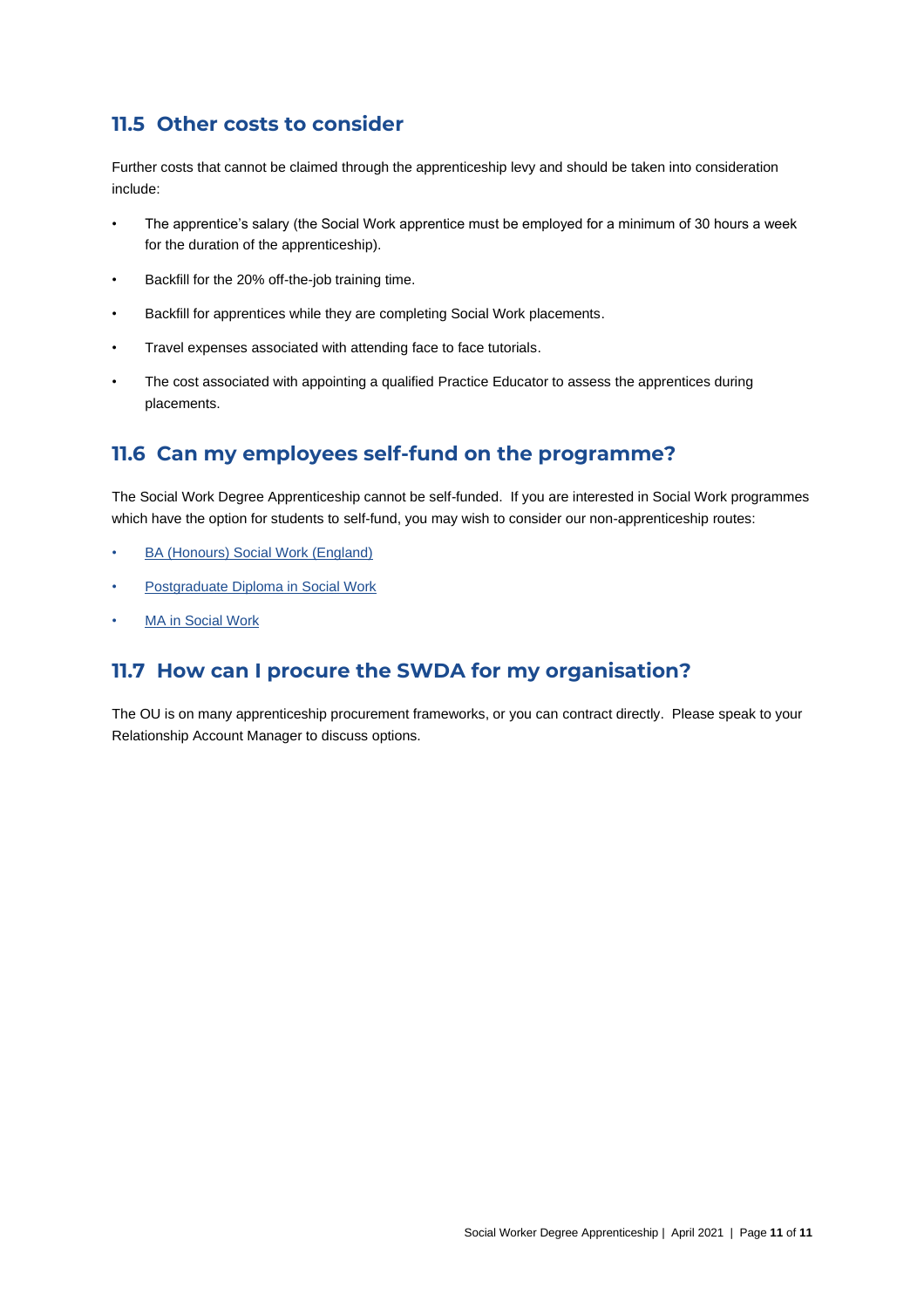## 11.5 Other costs to consider

Further costs that cannot be claimed through the apprenticeship levy and should be taken into consideration include:

- The apprentice's salary (the Social Work apprentice must be employed for a minimum of 30 hours a week for the duration of the apprenticeship).
- Backfill for the 20% off-the-job training time.
- Backfill for apprentices while they are completing Social Work placements.
- Travel expenses associated with attending face to face tutorials.
- The cost associated with appointing a qualified Practice Educator to assess the apprentices during placements.

## 11.6 Can my employees self-fund on the programme?

The Social Work Degree Apprenticeship cannot be self-funded. If you are interested in Social Work programmes which have the option for students to self-fund, you may wish to consider our non-apprenticeship routes:

- BA (Honours) Social Work (England)
- Postgraduate Diploma in Social Work
- MA in Social Work

## 11.7 How can I procure the SWDA for my organisation?

The OU is on many apprenticeship procurement frameworks, or you can contract directly. Please speak to your Relationship Account Manager to discuss options.